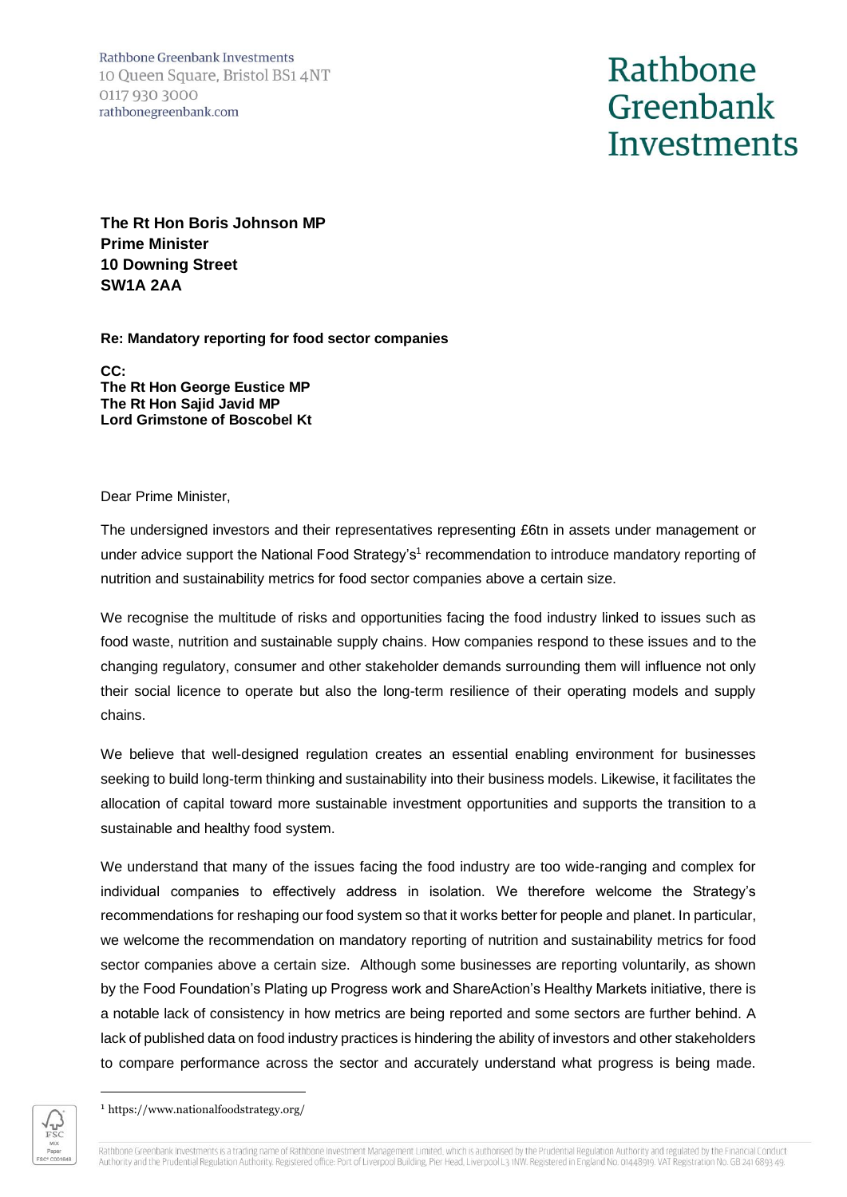Rathbone Greenbank Investments
10 Queen Square, Bristol BS1 4NT
0117 930 3000
rathbonegreenbank.com

Rathbone Greenbank Investments

**The Rt Hon Boris Johnson MP**
**Prime Minister**
**10 Downing Street**
**SW1A 2AA**

**Re: Mandatory reporting for food sector companies**

**CC:**
**The Rt Hon George Eustice MP**
**The Rt Hon Sajid Javid MP**
**Lord Grimstone of Boscobel Kt**

Dear Prime Minister,

The undersigned investors and their representatives representing £6tn in assets under management or under advice support the National Food Strategy's[1] recommendation to introduce mandatory reporting of nutrition and sustainability metrics for food sector companies above a certain size.

We recognise the multitude of risks and opportunities facing the food industry linked to issues such as food waste, nutrition and sustainable supply chains. How companies respond to these issues and to the changing regulatory, consumer and other stakeholder demands surrounding them will influence not only their social licence to operate but also the long-term resilience of their operating models and supply chains.

We believe that well-designed regulation creates an essential enabling environment for businesses seeking to build long-term thinking and sustainability into their business models. Likewise, it facilitates the allocation of capital toward more sustainable investment opportunities and supports the transition to a sustainable and healthy food system.

We understand that many of the issues facing the food industry are too wide-ranging and complex for individual companies to effectively address in isolation. We therefore welcome the Strategy's recommendations for reshaping our food system so that it works better for people and planet. In particular, we welcome the recommendation on mandatory reporting of nutrition and sustainability metrics for food sector companies above a certain size. Although some businesses are reporting voluntarily, as shown by the Food Foundation's Plating up Progress work and ShareAction's Healthy Markets initiative, there is a notable lack of consistency in how metrics are being reported and some sectors are further behind. A lack of published data on food industry practices is hindering the ability of investors and other stakeholders to compare performance across the sector and accurately understand what progress is being made.

[1] https://www.nationalfoodstrategy.org/

Rathbone Greenbank Investments is a trading name of Rathbone Investment Management Limited, which is authorised by the Prudential Regulation Authority and regulated by the Financial Conduct Authority and the Prudential Regulation Authority. Registered office: Port of Liverpool Building, Pier Head, Liverpool L3 1NW. Registered in England No. 01448919. VAT Registration No. GB 241 6893 49.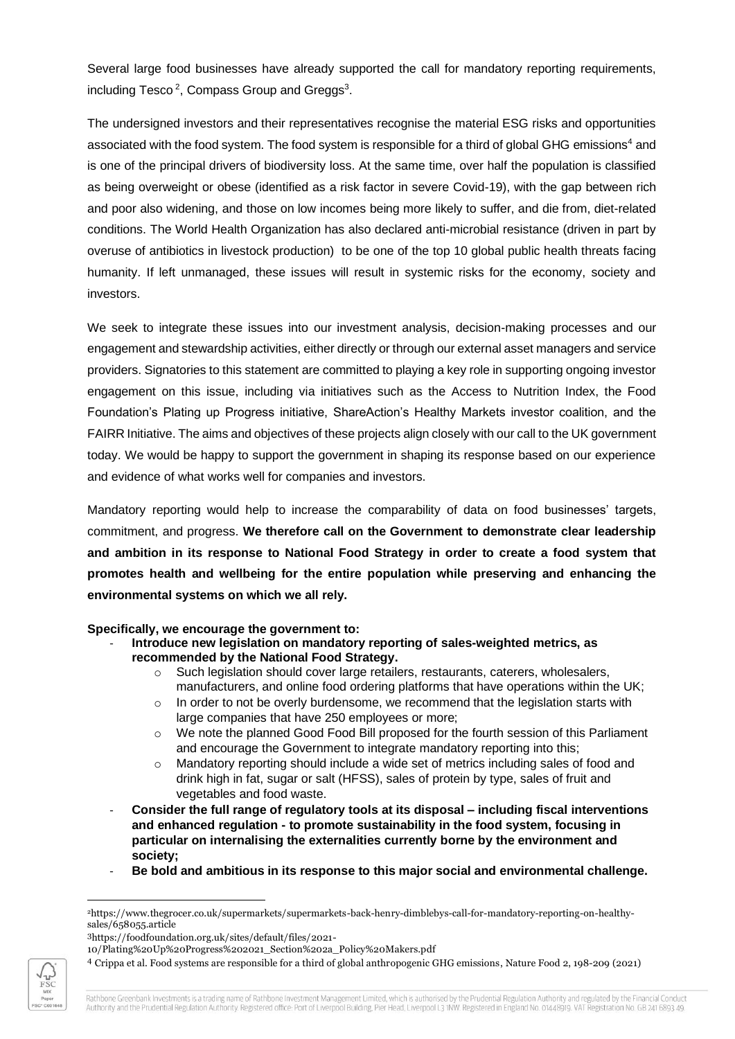Several large food businesses have already supported the call for mandatory reporting requirements, including Tesco [2], Compass Group and Greggs[3].

The undersigned investors and their representatives recognise the material ESG risks and opportunities associated with the food system. The food system is responsible for a third of global GHG emissions[4] and is one of the principal drivers of biodiversity loss. At the same time, over half the population is classified as being overweight or obese (identified as a risk factor in severe Covid-19), with the gap between rich and poor also widening, and those on low incomes being more likely to suffer, and die from, diet-related conditions. The World Health Organization has also declared anti-microbial resistance (driven in part by overuse of antibiotics in livestock production) to be one of the top 10 global public health threats facing humanity. If left unmanaged, these issues will result in systemic risks for the economy, society and investors.

We seek to integrate these issues into our investment analysis, decision-making processes and our engagement and stewardship activities, either directly or through our external asset managers and service providers. Signatories to this statement are committed to playing a key role in supporting ongoing investor engagement on this issue, including via initiatives such as the Access to Nutrition Index, the Food Foundation's Plating up Progress initiative, ShareAction's Healthy Markets investor coalition, and the FAIRR Initiative. The aims and objectives of these projects align closely with our call to the UK government today. We would be happy to support the government in shaping its response based on our experience and evidence of what works well for companies and investors.

Mandatory reporting would help to increase the comparability of data on food businesses' targets, commitment, and progress. **We therefore call on the Government to demonstrate clear leadership and ambition in its response to National Food Strategy in order to create a food system that promotes health and wellbeing for the entire population while preserving and enhancing the environmental systems on which we all rely.**

**Specifically, we encourage the government to:**

- **Introduce new legislation on mandatory reporting of sales-weighted metrics, as recommended by the National Food Strategy.**
    - Such legislation should cover large retailers, restaurants, caterers, wholesalers, manufacturers, and online food ordering platforms that have operations within the UK;
    - In order to not be overly burdensome, we recommend that the legislation starts with large companies that have 250 employees or more;
    - We note the planned Good Food Bill proposed for the fourth session of this Parliament and encourage the Government to integrate mandatory reporting into this;
    - Mandatory reporting should include a wide set of metrics including sales of food and drink high in fat, sugar or salt (HFSS), sales of protein by type, sales of fruit and vegetables and food waste.
- **Consider the full range of regulatory tools at its disposal – including fiscal interventions and enhanced regulation - to promote sustainability in the food system, focusing in particular on internalising the externalities currently borne by the environment and society;**
- **Be bold and ambitious in its response to this major social and environmental challenge.**

---

[2] https://www.thegrocer.co.uk/supermarkets/supermarkets-back-henry-dimblebys-call-for-mandatory-reporting-on-healthy-sales/658055.article

[3] https://foodfoundation.org.uk/sites/default/files/2021-10/Plating%20Up%20Progress%202021_Section%202a_Policy%20Makers.pdf

[4] Crippa et al. Food systems are responsible for a third of global anthropogenic GHG emissions, Nature Food 2, 198-209 (2021)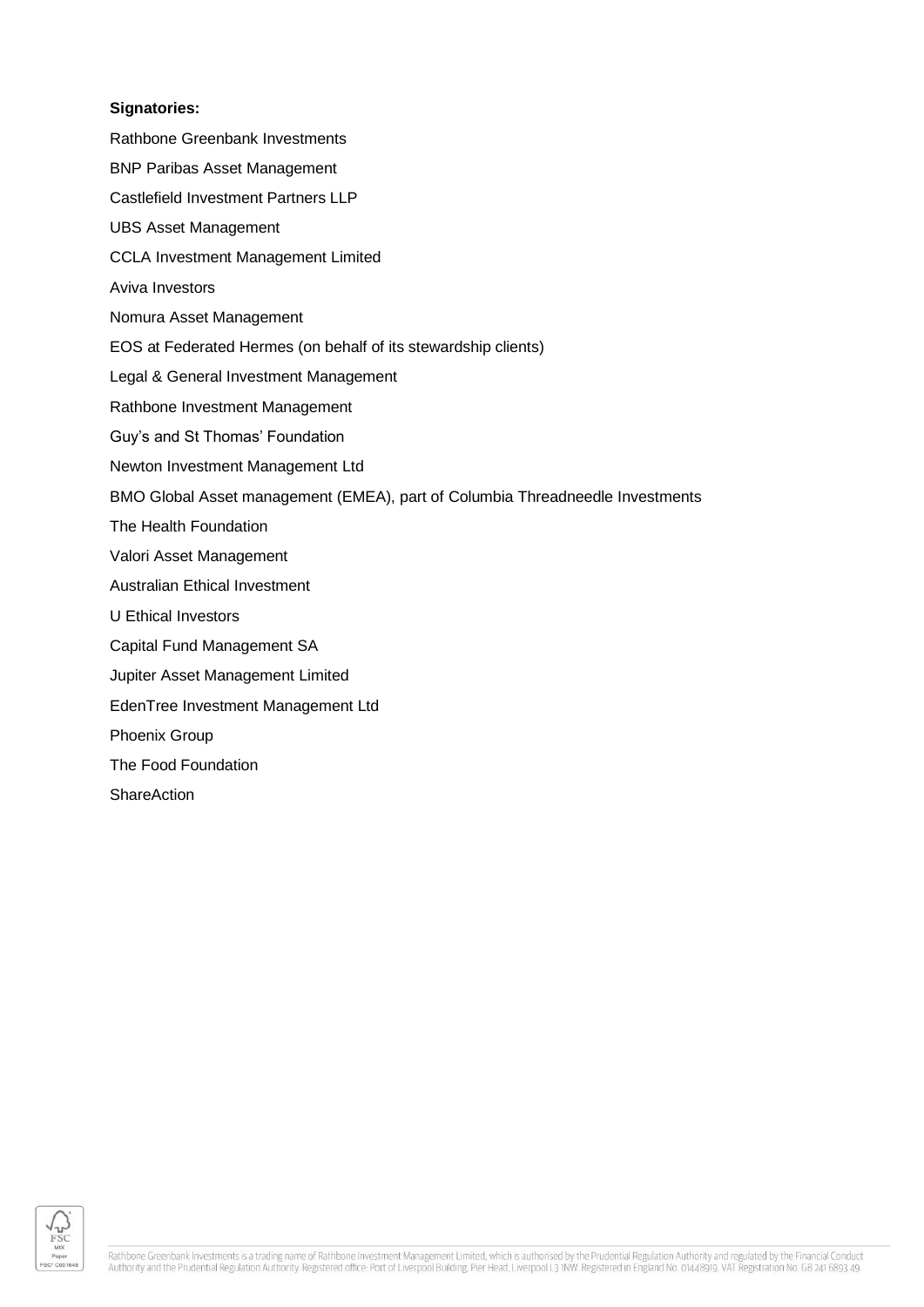**Signatories:**

Rathbone Greenbank Investments

BNP Paribas Asset Management

Castlefield Investment Partners LLP

UBS Asset Management

CCLA Investment Management Limited

Aviva Investors

Nomura Asset Management

EOS at Federated Hermes (on behalf of its stewardship clients)

Legal & General Investment Management

Rathbone Investment Management

Guy's and St Thomas' Foundation

Newton Investment Management Ltd

BMO Global Asset management (EMEA), part of Columbia Threadneedle Investments

The Health Foundation

Valori Asset Management

Australian Ethical Investment

U Ethical Investors

Capital Fund Management SA

Jupiter Asset Management Limited

EdenTree Investment Management Ltd

Phoenix Group

The Food Foundation

ShareAction

Rathbone Greenbank Investments is a trading name of Rathbone Investment Management Limited, which is authorised by the Prudential Regulation Authority and regulated by the Financial Conduct Authority and the Prudential Regulation Authority. Registered office: Port of Liverpool Building, Pier Head, Liverpool L3 1NW. Registered in England No. 01448919. VAT Registration No. GB 241 6893 49.